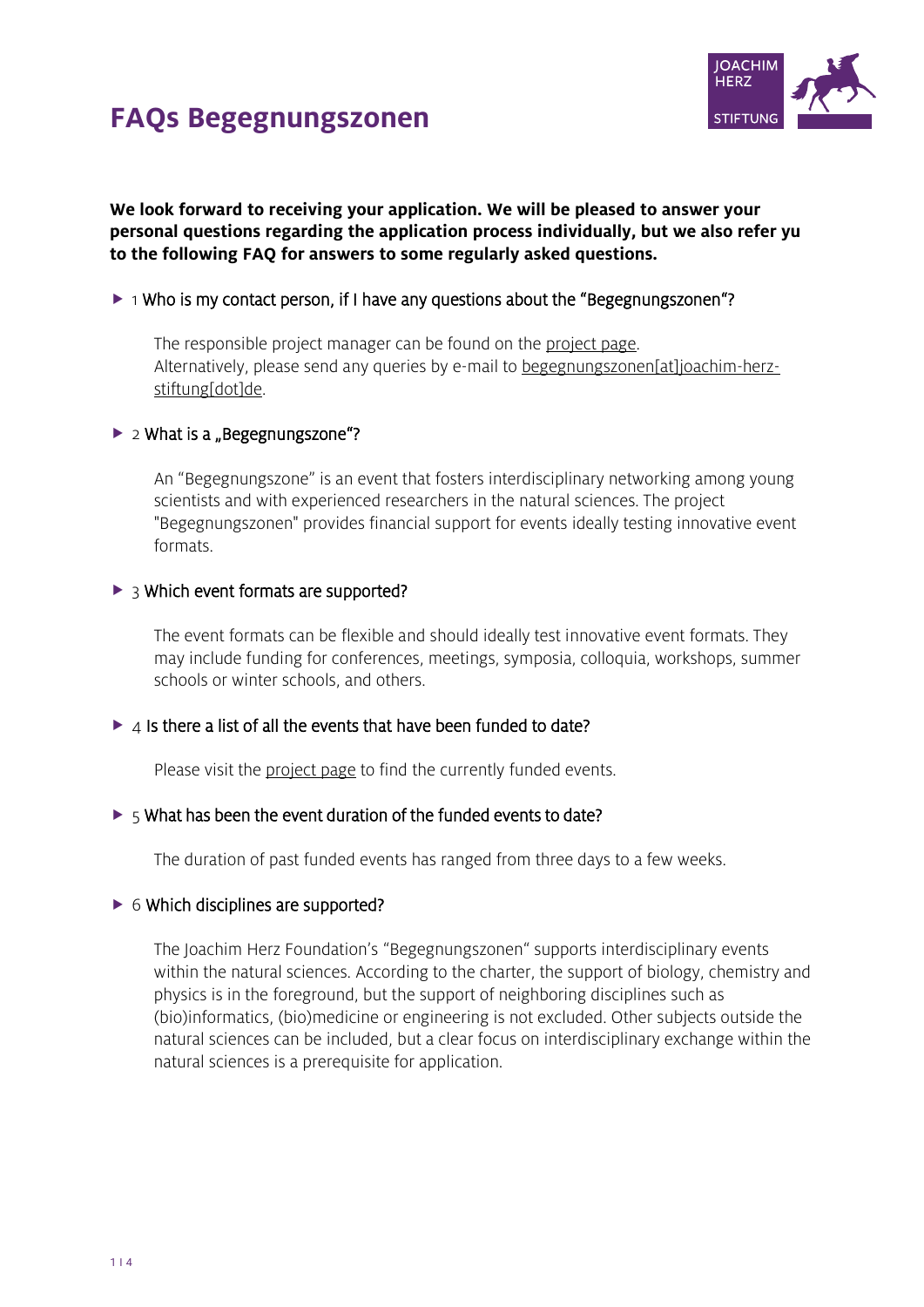# FAQs Begegnungszonen

**We look forward to receiving your application. We will be pleased to answer your personal questions regarding the application process individually, but we also refer yu to the following FAQ for answers to some regularly asked questions.**

## 1 Who is my contact person, if I have any questions about the "Begegnungszonen"?

The responsible project manager can be found on the project page.
Alternatively, please send any queries by e-mail to begegnungszonen[at]joachim-herz-stiftung[dot]de.

## 2 What is a „Begegnungszone"?

An "Begegnungszone" is an event that fosters interdisciplinary networking among young scientists and with experienced researchers in the natural sciences. The project "Begegnungszonen" provides financial support for events ideally testing innovative event formats.

## 3 Which event formats are supported?

The event formats can be flexible and should ideally test innovative event formats. They may include funding for conferences, meetings, symposia, colloquia, workshops, summer schools or winter schools, and others.

## 4 Is there a list of all the events that have been funded to date?

Please visit the project page to find the currently funded events.

## 5 What has been the event duration of the funded events to date?

The duration of past funded events has ranged from three days to a few weeks.

## 6 Which disciplines are supported?

The Joachim Herz Foundation's "Begegnungszonen" supports interdisciplinary events within the natural sciences. According to the charter, the support of biology, chemistry and physics is in the foreground, but the support of neighboring disciplines such as (bio)informatics, (bio)medicine or engineering is not excluded. Other subjects outside the natural sciences can be included, but a clear focus on interdisciplinary exchange within the natural sciences is a prerequisite for application.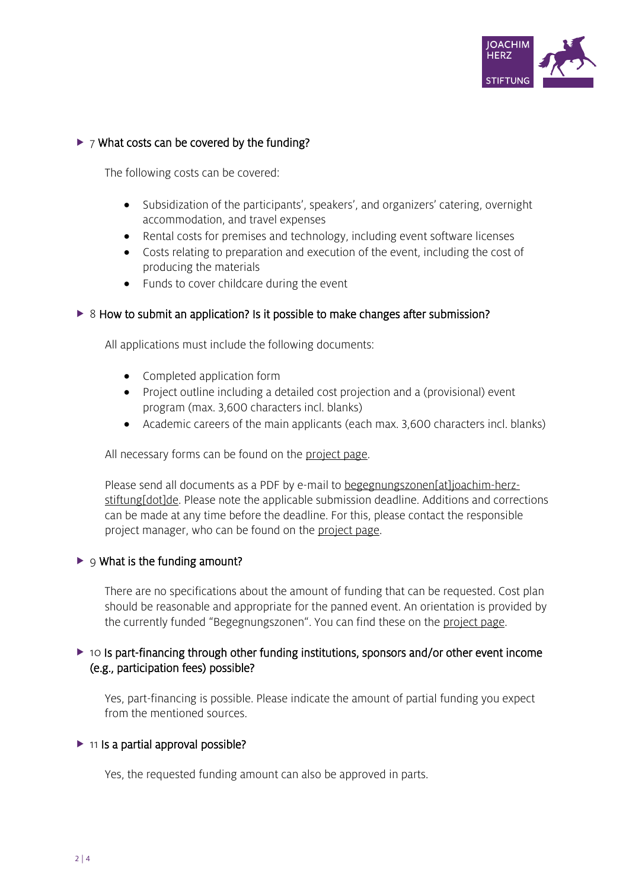## ▶ 7 What costs can be covered by the funding?

The following costs can be covered:

- Subsidization of the participants', speakers', and organizers' catering, overnight accommodation, and travel expenses
- Rental costs for premises and technology, including event software licenses
- Costs relating to preparation and execution of the event, including the cost of producing the materials
- Funds to cover childcare during the event

## ▶ 8 How to submit an application? Is it possible to make changes after submission?

All applications must include the following documents:

- Completed application form
- Project outline including a detailed cost projection and a (provisional) event program (max. 3,600 characters incl. blanks)
- Academic careers of the main applicants (each max. 3,600 characters incl. blanks)

All necessary forms can be found on the project page.

Please send all documents as a PDF by e-mail to begegnungszonen[at]joachim-herz-stiftung[dot]de. Please note the applicable submission deadline. Additions and corrections can be made at any time before the deadline. For this, please contact the responsible project manager, who can be found on the project page.

## ▶ 9 What is the funding amount?

There are no specifications about the amount of funding that can be requested. Cost plan should be reasonable and appropriate for the panned event. An orientation is provided by the currently funded "Begegnungszonen". You can find these on the project page.

## ▶ 10 Is part-financing through other funding institutions, sponsors and/or other event income (e.g., participation fees) possible?

Yes, part-financing is possible. Please indicate the amount of partial funding you expect from the mentioned sources.

## ▶ 11 Is a partial approval possible?

Yes, the requested funding amount can also be approved in parts.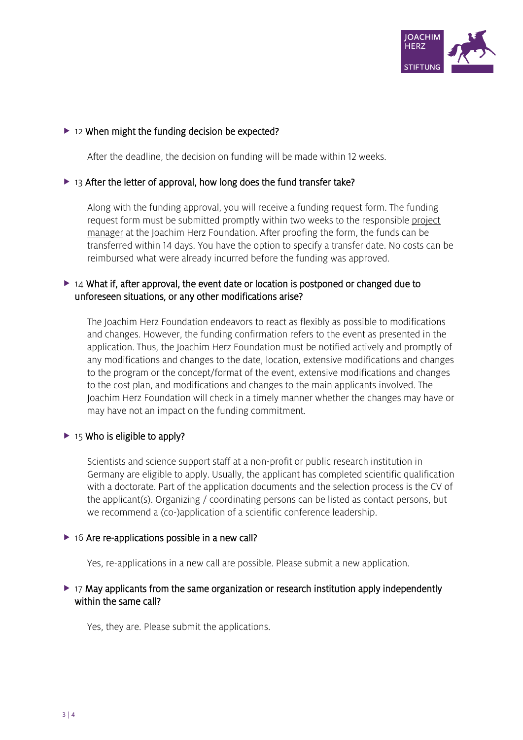### ▶ 12 When might the funding decision be expected?

After the deadline, the decision on funding will be made within 12 weeks.

### ▶ 13 After the letter of approval, how long does the fund transfer take?

Along with the funding approval, you will receive a funding request form. The funding request form must be submitted promptly within two weeks to the responsible project manager at the Joachim Herz Foundation. After proofing the form, the funds can be transferred within 14 days. You have the option to specify a transfer date. No costs can be reimbursed what were already incurred before the funding was approved.

### ▶ 14 What if, after approval, the event date or location is postponed or changed due to unforeseen situations, or any other modifications arise?

The Joachim Herz Foundation endeavors to react as flexibly as possible to modifications and changes. However, the funding confirmation refers to the event as presented in the application. Thus, the Joachim Herz Foundation must be notified actively and promptly of any modifications and changes to the date, location, extensive modifications and changes to the program or the concept/format of the event, extensive modifications and changes to the cost plan, and modifications and changes to the main applicants involved. The Joachim Herz Foundation will check in a timely manner whether the changes may have or may have not an impact on the funding commitment.

### ▶ 15 Who is eligible to apply?

Scientists and science support staff at a non-profit or public research institution in Germany are eligible to apply. Usually, the applicant has completed scientific qualification with a doctorate. Part of the application documents and the selection process is the CV of the applicant(s). Organizing / coordinating persons can be listed as contact persons, but we recommend a (co-)application of a scientific conference leadership.

### ▶ 16 Are re-applications possible in a new call?

Yes, re-applications in a new call are possible. Please submit a new application.

### ▶ 17 May applicants from the same organization or research institution apply independently within the same call?

Yes, they are. Please submit the applications.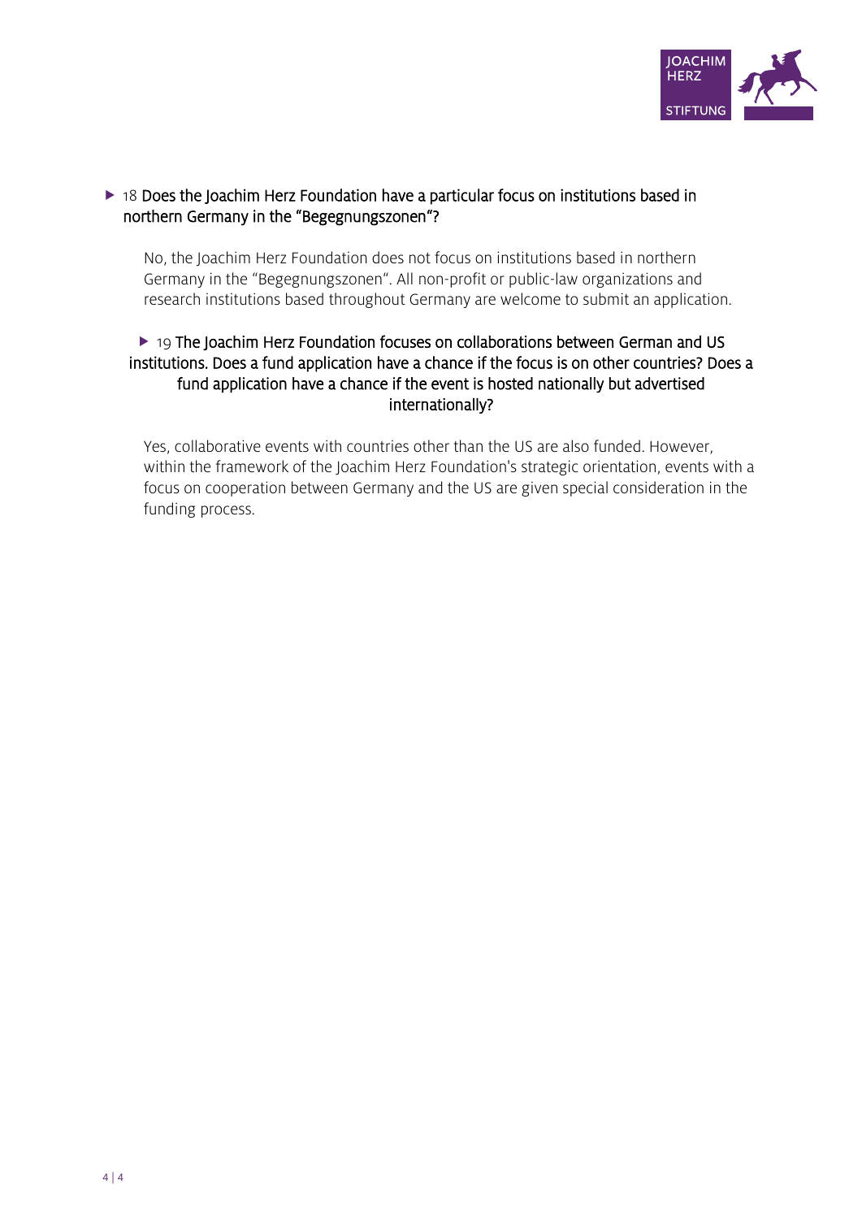▶ 18 Does the Joachim Herz Foundation have a particular focus on institutions based in northern Germany in the "Begegnungszonen"?

No, the Joachim Herz Foundation does not focus on institutions based in northern Germany in the "Begegnungszonen". All non-profit or public-law organizations and research institutions based throughout Germany are welcome to submit an application.

▶ 19 The Joachim Herz Foundation focuses on collaborations between German and US institutions. Does a fund application have a chance if the focus is on other countries? Does a fund application have a chance if the event is hosted nationally but advertised internationally?

Yes, collaborative events with countries other than the US are also funded. However, within the framework of the Joachim Herz Foundation's strategic orientation, events with a focus on cooperation between Germany and the US are given special consideration in the funding process.